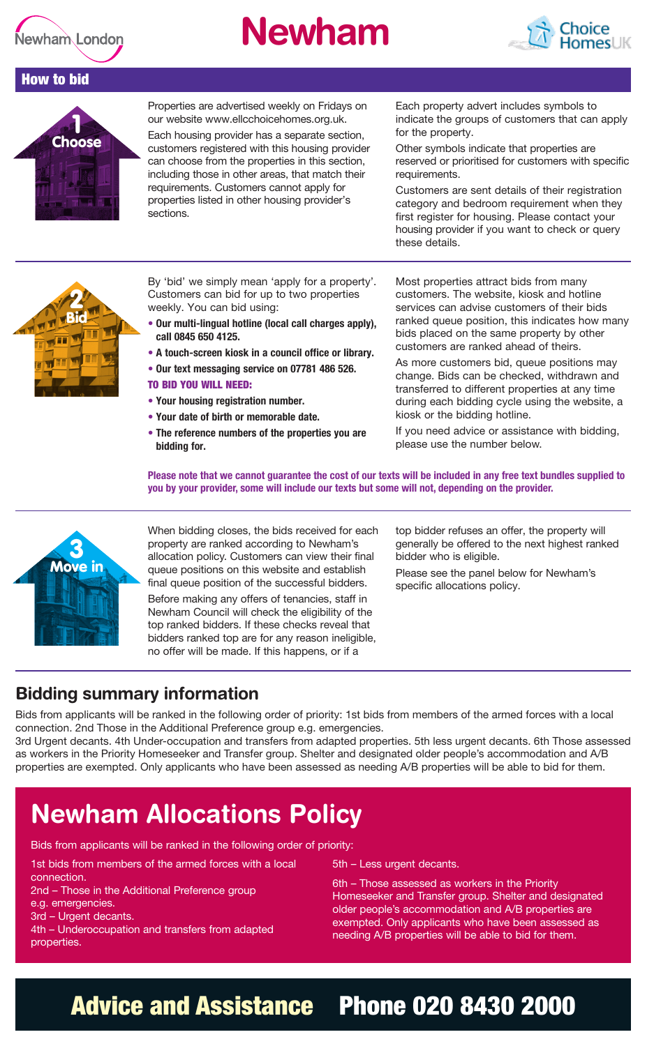Newham London

# Newham

Choice HomesUK

## How to bid

### 1 Choose

Properties are advertised weekly on Fridays on our website www.ellcchoicehomes.org.uk.

Each housing provider has a separate section, customers registered with this housing provider can choose from the properties in this section, including those in other areas, that match their requirements. Customers cannot apply for properties listed in other housing provider's sections.

Each property advert includes symbols to indicate the groups of customers that can apply for the property.

Other symbols indicate that properties are reserved or prioritised for customers with specific requirements.

Customers are sent details of their registration category and bedroom requirement when they first register for housing. Please contact your housing provider if you want to check or query these details.

### 2 Bid

By 'bid' we simply mean 'apply for a property'. Customers can bid for up to two properties weekly. You can bid using:

- **Our multi-lingual hotline (local call charges apply), call 0845 650 4125.**
- **A touch-screen kiosk in a council office or library.**
- **Our text messaging service on 07781 486 526.**

**TO BID YOU WILL NEED:**

- **Your housing registration number.**
- **Your date of birth or memorable date.**
- **The reference numbers of the properties you are bidding for.**

Most properties attract bids from many customers. The website, kiosk and hotline services can advise customers of their bids ranked queue position, this indicates how many bids placed on the same property by other customers are ranked ahead of theirs.

As more customers bid, queue positions may change. Bids can be checked, withdrawn and transferred to different properties at any time during each bidding cycle using the website, a kiosk or the bidding hotline.

If you need advice or assistance with bidding, please use the number below.

**Please note that we cannot guarantee the cost of our texts will be included in any free text bundles supplied to you by your provider, some will include our texts but some will not, depending on the provider.**

### 3 Move in

When bidding closes, the bids received for each property are ranked according to Newham's allocation policy. Customers can view their final queue positions on this website and establish final queue position of the successful bidders.

Before making any offers of tenancies, staff in Newham Council will check the eligibility of the top ranked bidders. If these checks reveal that bidders ranked top are for any reason ineligible, no offer will be made. If this happens, or if a top bidder refuses an offer, the property will generally be offered to the next highest ranked bidder who is eligible.

Please see the panel below for Newham's specific allocations policy.

## Bidding summary information

Bids from applicants will be ranked in the following order of priority: 1st bids from members of the armed forces with a local connection. 2nd Those in the Additional Preference group e.g. emergencies.
3rd Urgent decants. 4th Under-occupation and transfers from adapted properties. 5th less urgent decants. 6th Those assessed as workers in the Priority Homeseeker and Transfer group. Shelter and designated older people's accommodation and A/B properties are exempted. Only applicants who have been assessed as needing A/B properties will be able to bid for them.

## Newham Allocations Policy

Bids from applicants will be ranked in the following order of priority:

1st bids from members of the armed forces with a local connection.
2nd – Those in the Additional Preference group e.g. emergencies.
3rd – Urgent decants.
4th – Underoccupation and transfers from adapted properties.

5th – Less urgent decants.

6th – Those assessed as workers in the Priority Homeseeker and Transfer group. Shelter and designated older people's accommodation and A/B properties are exempted. Only applicants who have been assessed as needing A/B properties will be able to bid for them.

## Advice and Assistance Phone 020 8430 2000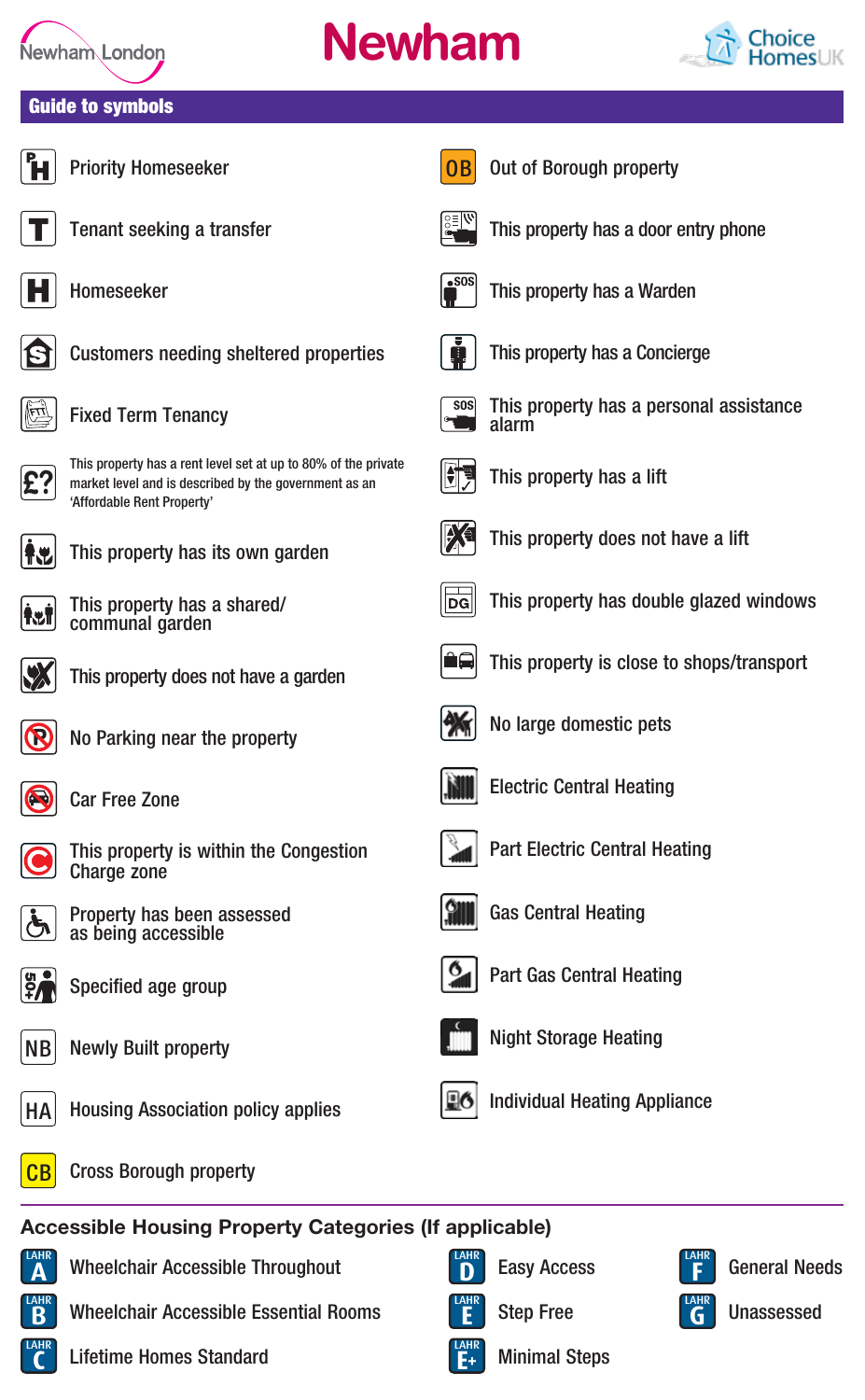Newham London

# Newham

Choice HomesUK

## Guide to symbols

- Priority Homeseeker
- Tenant seeking a transfer
- Homeseeker
- Customers needing sheltered properties
- Fixed Term Tenancy
- This property has a rent level set at up to 80% of the private market level and is described by the government as an 'Affordable Rent Property'
- This property has its own garden
- This property has a shared/ communal garden
- This property does not have a garden
- No Parking near the property
- Car Free Zone
- This property is within the Congestion Charge zone
- Property has been assessed as being accessible
- Specified age group
- NB Newly Built property
- HA Housing Association policy applies
- CB Cross Borough property
- OB Out of Borough property
- This property has a door entry phone
- This property has a Warden
- This property has a Concierge
- This property has a personal assistance alarm
- This property has a lift
- This property does not have a lift
- This property has double glazed windows
- This property is close to shops/transport
- No large domestic pets
- Electric Central Heating
- Part Electric Central Heating
- Gas Central Heating
- Part Gas Central Heating
- Night Storage Heating
- Individual Heating Appliance

## Accessible Housing Property Categories (If applicable)

- LAHR A Wheelchair Accessible Throughout
- LAHR B Wheelchair Accessible Essential Rooms
- LAHR C Lifetime Homes Standard
- LAHR D Easy Access
- LAHR E Step Free
- LAHR E+ Minimal Steps
- LAHR F General Needs
- LAHR G Unassessed